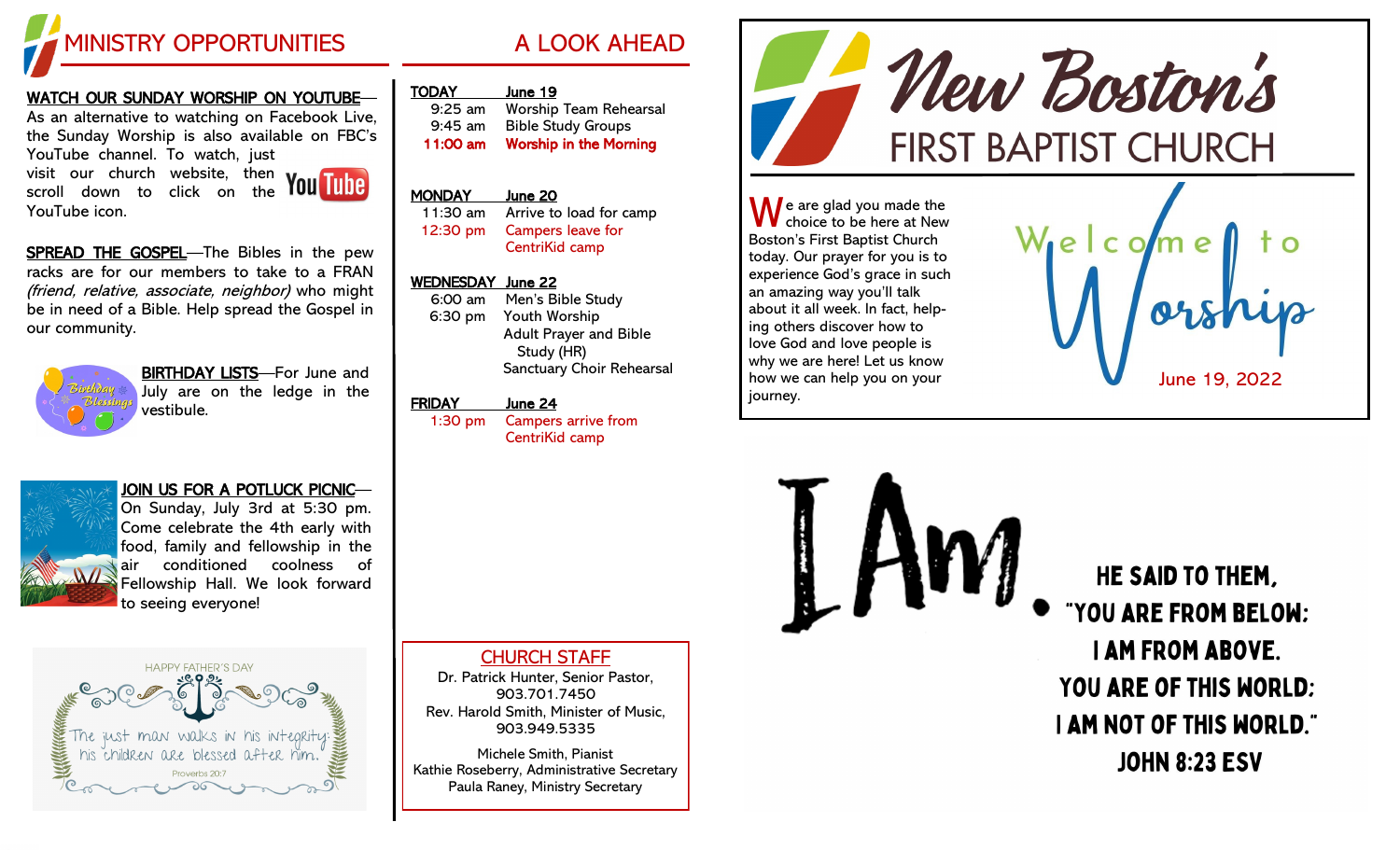# MINISTRY OPPORTUNITIES

**WATCH OUR SUNDAY WORSHIP ON YOUTUBE**—As an alternative to watching on Facebook Live, the Sunday Worship is also available on FBC's YouTube channel. To watch, just visit our church website, then scroll down to click on the YouTube icon.

**SPREAD THE GOSPEL**—The Bibles in the pew racks are for our members to take to a FRAN *(friend, relative, associate, neighbor)* who might be in need of a Bible. Help spread the Gospel in our community.

**BIRTHDAY LISTS**—For June and July are on the ledge in the vestibule.

**JOIN US FOR A POTLUCK PICNIC**—On Sunday, July 3rd at 5:30 pm. Come celebrate the 4th early with food, family and fellowship in the air conditioned coolness of Fellowship Hall. We look forward to seeing everyone!

HAPPY FATHER'S DAY

The just man walks in his integrity; his children are blessed after him.

Proverbs 20:7

# A LOOK AHEAD

**TODAY — June 19**

- 9:25 am — Worship Team Rehearsal
- 9:45 am — Bible Study Groups
- **11:00 am — Worship in the Morning**

**MONDAY — June 20**

- 11:30 am — Arrive to load for camp
- 12:30 pm — Campers leave for CentriKid camp

**WEDNESDAY — June 22**

- 6:00 am — Men's Bible Study
- 6:30 pm — Youth Worship
  - Adult Prayer and Bible Study (HR)
  - Sanctuary Choir Rehearsal

**FRIDAY — June 24**

- 1:30 pm — Campers arrive from CentriKid camp

## CHURCH STAFF

Dr. Patrick Hunter, Senior Pastor, 903.701.7450

Rev. Harold Smith, Minister of Music, 903.949.5335

Michele Smith, Pianist

Kathie Roseberry, Administrative Secretary

Paula Raney, Ministry Secretary

# New Boston's FIRST BAPTIST CHURCH

We are glad you made the choice to be here at New Boston's First Baptist Church today. Our prayer for you is to experience God's grace in such an amazing way you'll talk about it all week. In fact, helping others discover how to love God and love people is why we are here! Let us know how we can help you on your journey.

## Welcome to Worship

June 19, 2022

# I Am.

HE SAID TO THEM, "YOU ARE FROM BELOW; I AM FROM ABOVE. YOU ARE OF THIS WORLD; I AM NOT OF THIS WORLD."

JOHN 8:23 ESV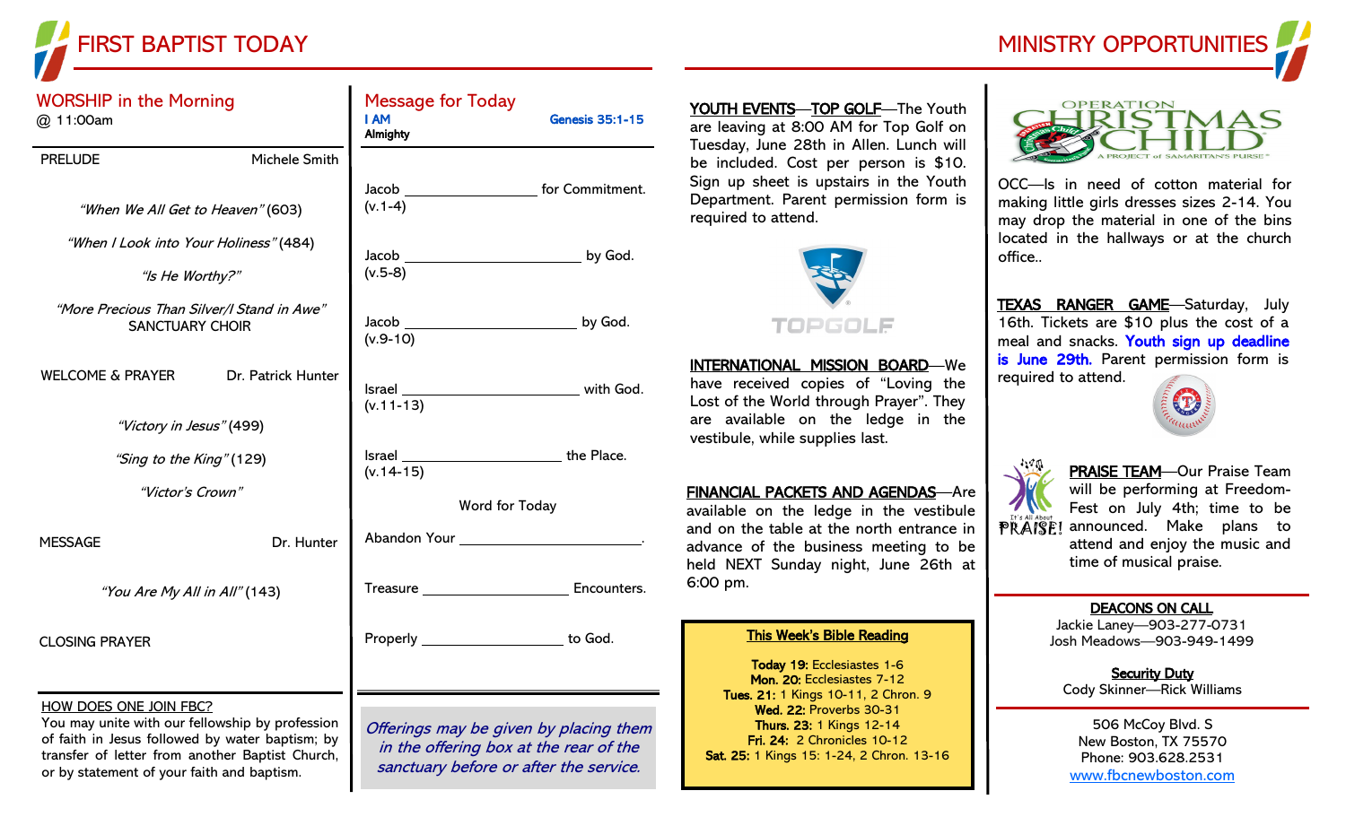# FIRST BAPTIST TODAY

## WORSHIP in the Morning
@ 11:00am

PRELUDE — Michele Smith

*"When We All Get to Heaven"* (603)

*"When I Look into Your Holiness"* (484)

*"Is He Worthy?"*

*"More Precious Than Silver/I Stand in Awe"*
SANCTUARY CHOIR

WELCOME & PRAYER — Dr. Patrick Hunter

*"Victory in Jesus"* (499)

*"Sing to the King"* (129)

*"Victor's Crown"*

MESSAGE — Dr. Hunter

*"You Are My All in All"* (143)

CLOSING PRAYER

HOW DOES ONE JOIN FBC?
You may unite with our fellowship by profession of faith in Jesus followed by water baptism; by transfer of letter from another Baptist Church, or by statement of your faith and baptism.

## Message for Today
**I AM Almighty** — Genesis 35:1-15

Jacob ________________ for Commitment.
(v.1-4)

Jacob ______________________ by God.
(v.5-8)

Jacob ______________________ by God.
(v.9-10)

Israel ______________________ with God.
(v.11-13)

Israel ______________________ the Place.
(v.14-15)

Word for Today

Abandon Your ______________________.

Treasure __________________ Encounters.

Properly __________________ to God.

*Offerings may be given by placing them in the offering box at the rear of the sanctuary before or after the service.*

# MINISTRY OPPORTUNITIES

YOUTH EVENTS—TOP GOLF—The Youth are leaving at 8:00 AM for Top Golf on Tuesday, June 28th in Allen. Lunch will be included. Cost per person is $10. Sign up sheet is upstairs in the Youth Department. Parent permission form is required to attend.

INTERNATIONAL MISSION BOARD—We have received copies of "Loving the Lost of the World through Prayer". They are available on the ledge in the vestibule, while supplies last.

FINANCIAL PACKETS AND AGENDAS—Are available on the ledge in the vestibule and on the table at the north entrance in advance of the business meeting to be held NEXT Sunday night, June 26th at 6:00 pm.

**This Week's Bible Reading**

**Today 19:** Ecclesiastes 1-6
**Mon. 20:** Ecclesiastes 7-12
**Tues. 21:** 1 Kings 10-11, 2 Chron. 9
**Wed. 22:** Proverbs 30-31
**Thurs. 23:** 1 Kings 12-14
**Fri. 24:** 2 Chronicles 10-12
**Sat. 25:** 1 Kings 15: 1-24, 2 Chron. 13-16

OCC—Is in need of cotton material for making little girls dresses sizes 2-14. You may drop the material in one of the bins located in the hallways or at the church office..

TEXAS RANGER GAME—Saturday, July 16th. Tickets are $10 plus the cost of a meal and snacks. Youth sign up deadline is June 29th. Parent permission form is required to attend.

PRAISE TEAM—Our Praise Team will be performing at Freedom-Fest on July 4th; time to be announced. Make plans to attend and enjoy the music and time of musical praise.

**DEACONS ON CALL**
Jackie Laney—903-277-0731
Josh Meadows—903-949-1499

**Security Duty**
Cody Skinner—Rick Williams

506 McCoy Blvd. S
New Boston, TX 75570
Phone: 903.628.2531
www.fbcnewboston.com